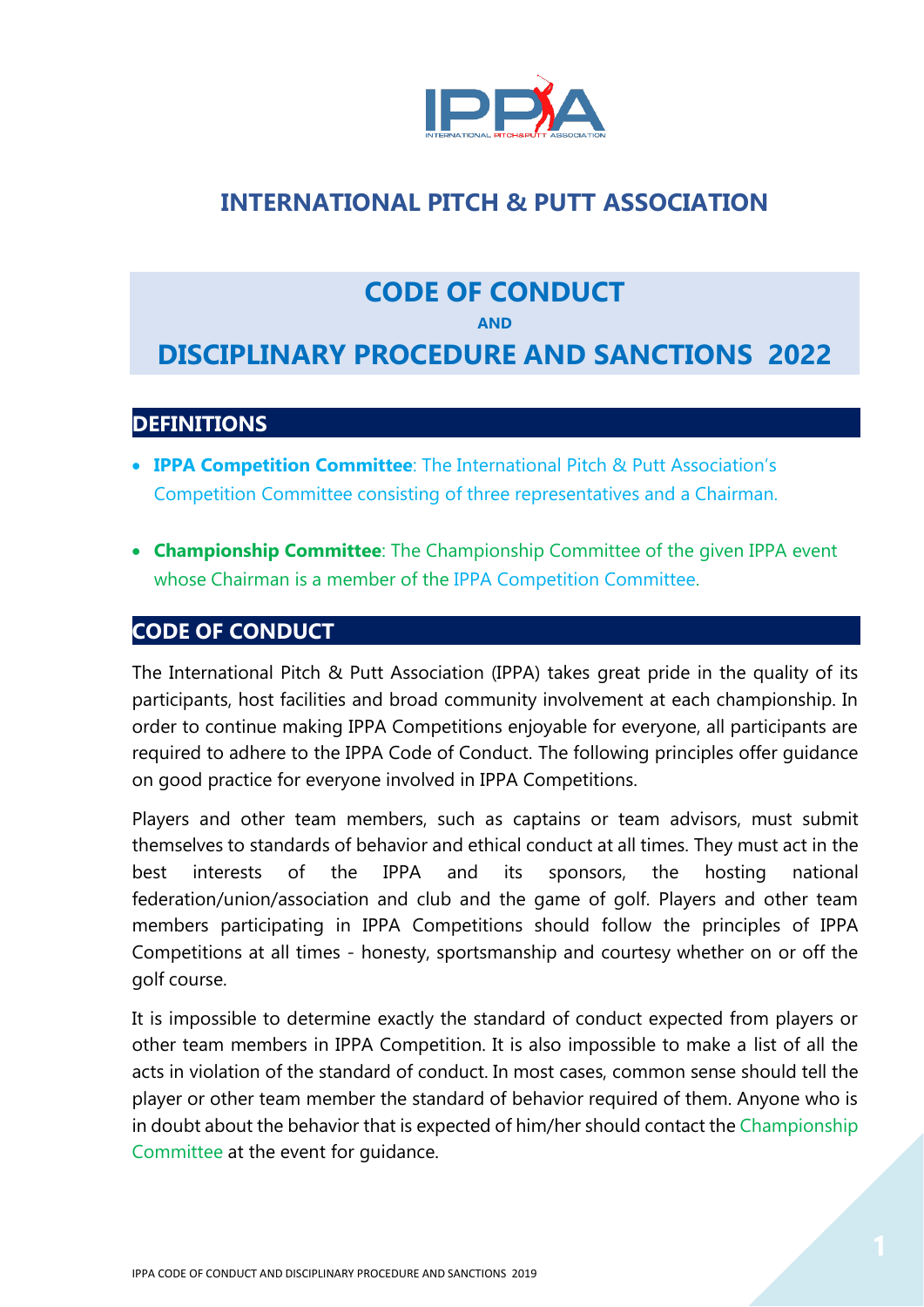# INTERNATIONAL PITCH & PUTT ASSOCIATION

# CODE OF CONDUCT

**AND**

# DISCIPLINARY PROCEDURE AND SANCTIONS 2022

## DEFINITIONS

- **IPPA Competition Committee**: The International Pitch & Putt Association's Competition Committee consisting of three representatives and a Chairman.
- **Championship Committee**: The Championship Committee of the given IPPA event whose Chairman is a member of the IPPA Competition Committee.

## CODE OF CONDUCT

The International Pitch & Putt Association (IPPA) takes great pride in the quality of its participants, host facilities and broad community involvement at each championship. In order to continue making IPPA Competitions enjoyable for everyone, all participants are required to adhere to the IPPA Code of Conduct. The following principles offer guidance on good practice for everyone involved in IPPA Competitions.

Players and other team members, such as captains or team advisors, must submit themselves to standards of behavior and ethical conduct at all times. They must act in the best interests of the IPPA and its sponsors, the hosting national federation/union/association and club and the game of golf. Players and other team members participating in IPPA Competitions should follow the principles of IPPA Competitions at all times - honesty, sportsmanship and courtesy whether on or off the golf course.

It is impossible to determine exactly the standard of conduct expected from players or other team members in IPPA Competition. It is also impossible to make a list of all the acts in violation of the standard of conduct. In most cases, common sense should tell the player or other team member the standard of behavior required of them. Anyone who is in doubt about the behavior that is expected of him/her should contact the Championship Committee at the event for guidance.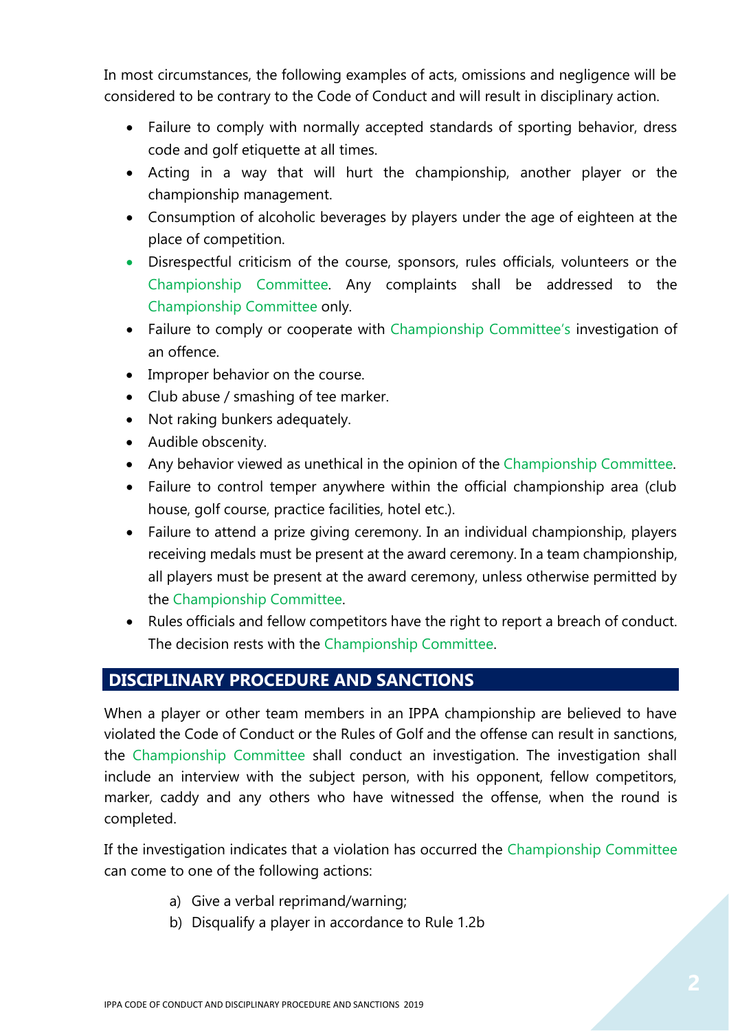In most circumstances, the following examples of acts, omissions and negligence will be considered to be contrary to the Code of Conduct and will result in disciplinary action.

- Failure to comply with normally accepted standards of sporting behavior, dress code and golf etiquette at all times.
- Acting in a way that will hurt the championship, another player or the championship management.
- Consumption of alcoholic beverages by players under the age of eighteen at the place of competition.
- Disrespectful criticism of the course, sponsors, rules officials, volunteers or the Championship Committee. Any complaints shall be addressed to the Championship Committee only.
- Failure to comply or cooperate with Championship Committee's investigation of an offence.
- Improper behavior on the course.
- Club abuse / smashing of tee marker.
- Not raking bunkers adequately.
- Audible obscenity.
- Any behavior viewed as unethical in the opinion of the Championship Committee.
- Failure to control temper anywhere within the official championship area (club house, golf course, practice facilities, hotel etc.).
- Failure to attend a prize giving ceremony. In an individual championship, players receiving medals must be present at the award ceremony. In a team championship, all players must be present at the award ceremony, unless otherwise permitted by the Championship Committee.
- Rules officials and fellow competitors have the right to report a breach of conduct. The decision rests with the Championship Committee.

## DISCIPLINARY PROCEDURE AND SANCTIONS

When a player or other team members in an IPPA championship are believed to have violated the Code of Conduct or the Rules of Golf and the offense can result in sanctions, the Championship Committee shall conduct an investigation. The investigation shall include an interview with the subject person, with his opponent, fellow competitors, marker, caddy and any others who have witnessed the offense, when the round is completed.

If the investigation indicates that a violation has occurred the Championship Committee can come to one of the following actions:

a) Give a verbal reprimand/warning;
b) Disqualify a player in accordance to Rule 1.2b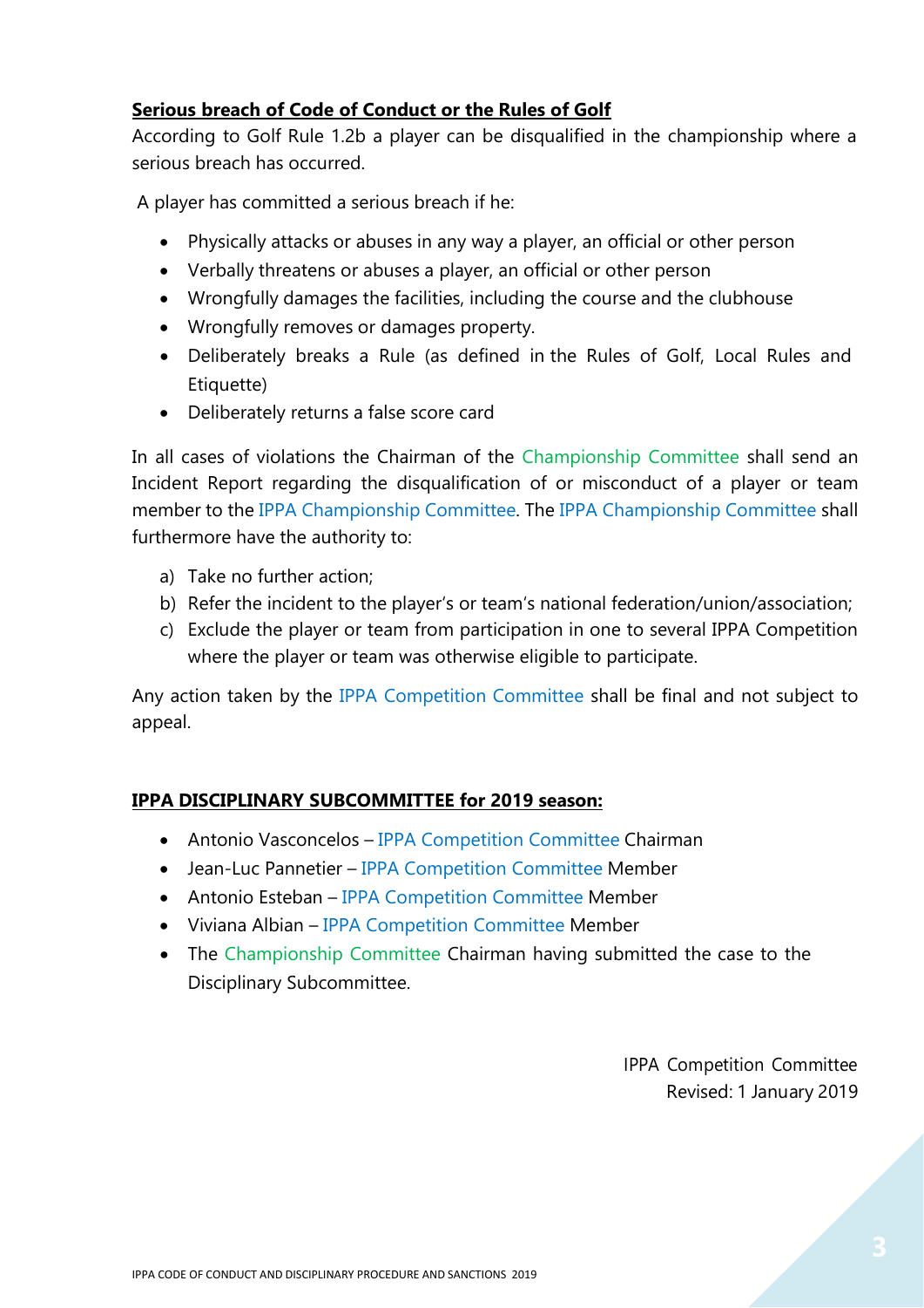**Serious breach of Code of Conduct or the Rules of Golf**

According to Golf Rule 1.2b a player can be disqualified in the championship where a serious breach has occurred.

A player has committed a serious breach if he:

- Physically attacks or abuses in any way a player, an official or other person
- Verbally threatens or abuses a player, an official or other person
- Wrongfully damages the facilities, including the course and the clubhouse
- Wrongfully removes or damages property.
- Deliberately breaks a Rule (as defined in the Rules of Golf, Local Rules and Etiquette)
- Deliberately returns a false score card

In all cases of violations the Chairman of the Championship Committee shall send an Incident Report regarding the disqualification of or misconduct of a player or team member to the IPPA Championship Committee. The IPPA Championship Committee shall furthermore have the authority to:

a) Take no further action;
b) Refer the incident to the player's or team's national federation/union/association;
c) Exclude the player or team from participation in one to several IPPA Competition where the player or team was otherwise eligible to participate.

Any action taken by the IPPA Competition Committee shall be final and not subject to appeal.

**IPPA DISCIPLINARY SUBCOMMITTEE for 2019 season:**

- Antonio Vasconcelos – IPPA Competition Committee Chairman
- Jean-Luc Pannetier – IPPA Competition Committee Member
- Antonio Esteban – IPPA Competition Committee Member
- Viviana Albian – IPPA Competition Committee Member
- The Championship Committee Chairman having submitted the case to the Disciplinary Subcommittee.

IPPA Competition Committee
Revised: 1 January 2019